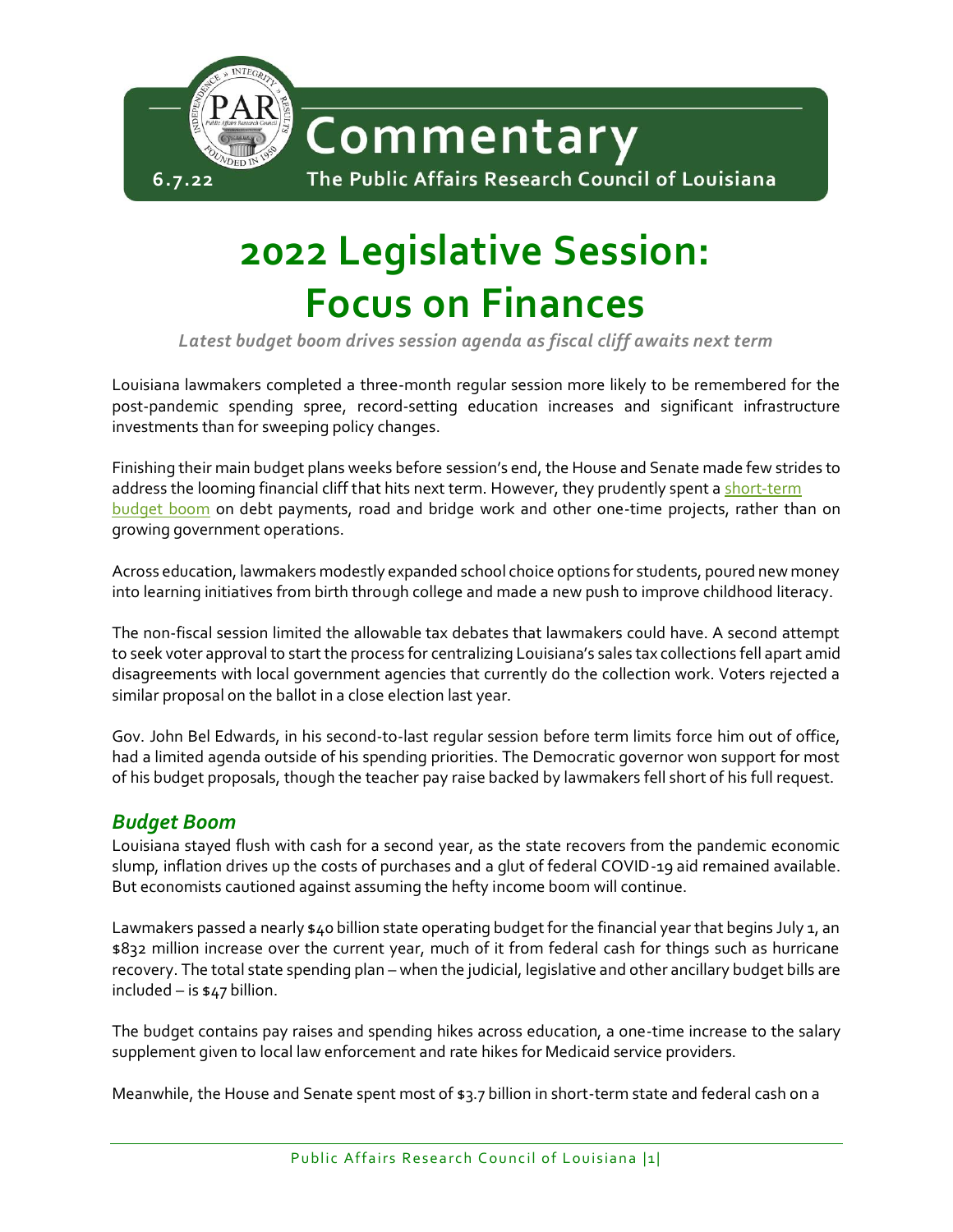Commentary

6.7.22

The Public Affairs Research Council of Louisiana

# 2022 Legislative Session: Focus on Finances

*Latest budget boom drives session agenda as fiscal cliff awaits next term*

Louisiana lawmakers completed a three-month regular session more likely to be remembered for the post-pandemic spending spree, record-setting education increases and significant infrastructure investments than for sweeping policy changes.

Finishing their main budget plans weeks before session's end, the House and Senate made few strides to address the looming financial cliff that hits next term. However, they prudently spent a short-term budget boom on debt payments, road and bridge work and other one-time projects, rather than on growing government operations.

Across education, lawmakers modestly expanded school choice options for students, poured new money into learning initiatives from birth through college and made a new push to improve childhood literacy.

The non-fiscal session limited the allowable tax debates that lawmakers could have. A second attempt to seek voter approval to start the process for centralizing Louisiana's sales tax collections fell apart amid disagreements with local government agencies that currently do the collection work. Voters rejected a similar proposal on the ballot in a close election last year.

Gov. John Bel Edwards, in his second-to-last regular session before term limits force him out of office, had a limited agenda outside of his spending priorities. The Democratic governor won support for most of his budget proposals, though the teacher pay raise backed by lawmakers fell short of his full request.

## *Budget Boom*

Louisiana stayed flush with cash for a second year, as the state recovers from the pandemic economic slump, inflation drives up the costs of purchases and a glut of federal COVID-19 aid remained available. But economists cautioned against assuming the hefty income boom will continue.

Lawmakers passed a nearly $40 billion state operating budget for the financial year that begins July 1, an $832 million increase over the current year, much of it from federal cash for things such as hurricane recovery. The total state spending plan – when the judicial, legislative and other ancillary budget bills are included – is $47 billion.

The budget contains pay raises and spending hikes across education, a one-time increase to the salary supplement given to local law enforcement and rate hikes for Medicaid service providers.

Meanwhile, the House and Senate spent most of $3.7 billion in short-term state and federal cash on a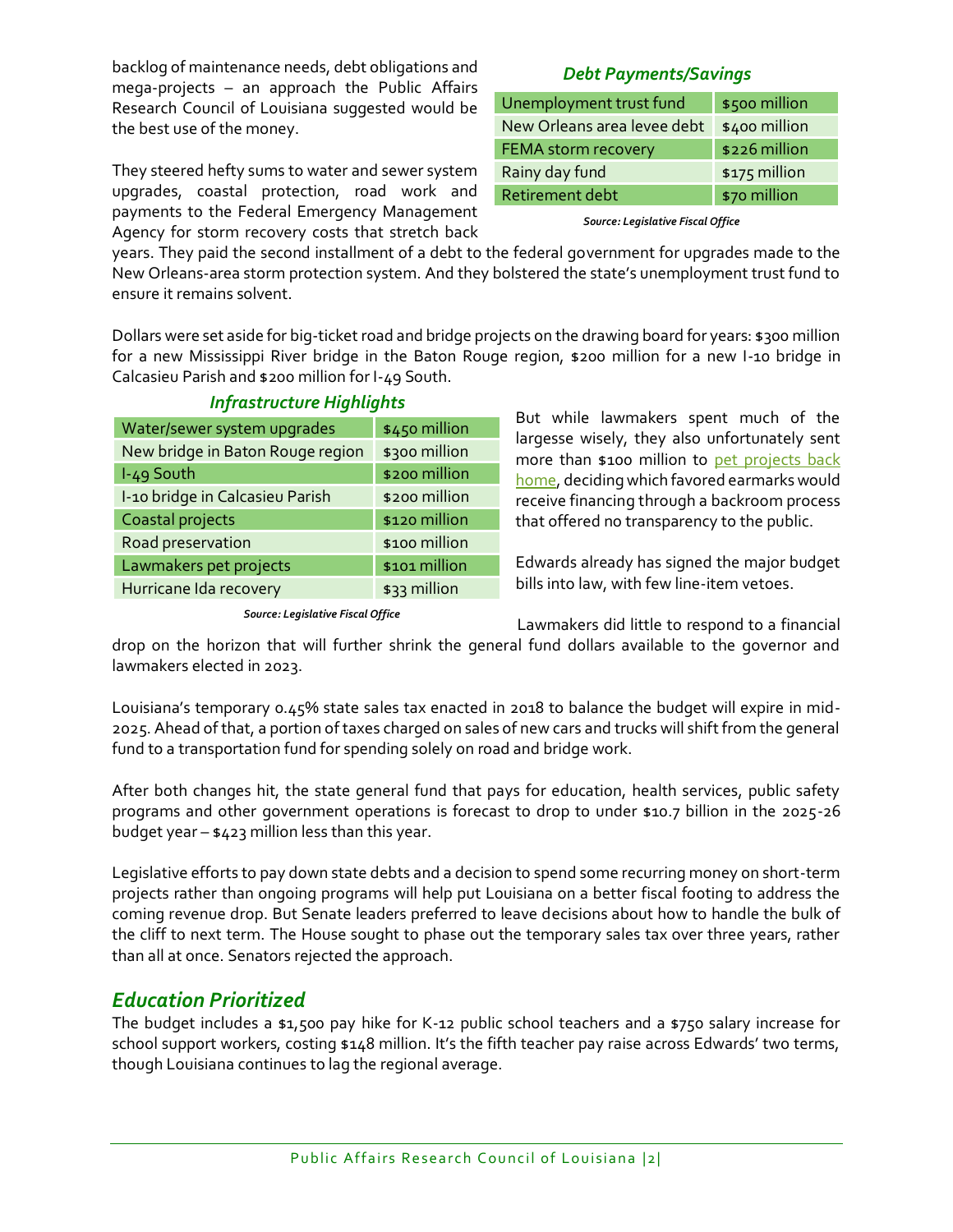backlog of maintenance needs, debt obligations and mega-projects – an approach the Public Affairs Research Council of Louisiana suggested would be the best use of the money.

They steered hefty sums to water and sewer system upgrades, coastal protection, road work and payments to the Federal Emergency Management Agency for storm recovery costs that stretch back years. They paid the second installment of a debt to the federal government for upgrades made to the New Orleans-area storm protection system. And they bolstered the state's unemployment trust fund to ensure it remains solvent.

### *Debt Payments/Savings*

| | |
|---|---|
| Unemployment trust fund | $500 million |
| New Orleans area levee debt | $400 million |
| FEMA storm recovery | $226 million |
| Rainy day fund | $175 million |
| Retirement debt | $70 million |

*Source: Legislative Fiscal Office*

Dollars were set aside for big-ticket road and bridge projects on the drawing board for years: $300 million for a new Mississippi River bridge in the Baton Rouge region, $200 million for a new I-10 bridge in Calcasieu Parish and $200 million for I-49 South.

### *Infrastructure Highlights*

| | |
|---|---|
| Water/sewer system upgrades | $450 million |
| New bridge in Baton Rouge region | $300 million |
| I-49 South | $200 million |
| I-10 bridge in Calcasieu Parish | $200 million |
| Coastal projects | $120 million |
| Road preservation | $100 million |
| Lawmakers pet projects | $101 million |
| Hurricane Ida recovery | $33 million |

*Source: Legislative Fiscal Office*

But while lawmakers spent much of the largesse wisely, they also unfortunately sent more than $100 million to pet projects back home, deciding which favored earmarks would receive financing through a backroom process that offered no transparency to the public.

Edwards already has signed the major budget bills into law, with few line-item vetoes.

Lawmakers did little to respond to a financial drop on the horizon that will further shrink the general fund dollars available to the governor and lawmakers elected in 2023.

Louisiana's temporary 0.45% state sales tax enacted in 2018 to balance the budget will expire in mid-2025. Ahead of that, a portion of taxes charged on sales of new cars and trucks will shift from the general fund to a transportation fund for spending solely on road and bridge work.

After both changes hit, the state general fund that pays for education, health services, public safety programs and other government operations is forecast to drop to under $10.7 billion in the 2025-26 budget year – $423 million less than this year.

Legislative efforts to pay down state debts and a decision to spend some recurring money on short-term projects rather than ongoing programs will help put Louisiana on a better fiscal footing to address the coming revenue drop. But Senate leaders preferred to leave decisions about how to handle the bulk of the cliff to next term. The House sought to phase out the temporary sales tax over three years, rather than all at once. Senators rejected the approach.

## *Education Prioritized*

The budget includes a $1,500 pay hike for K-12 public school teachers and a $750 salary increase for school support workers, costing $148 million. It's the fifth teacher pay raise across Edwards' two terms, though Louisiana continues to lag the regional average.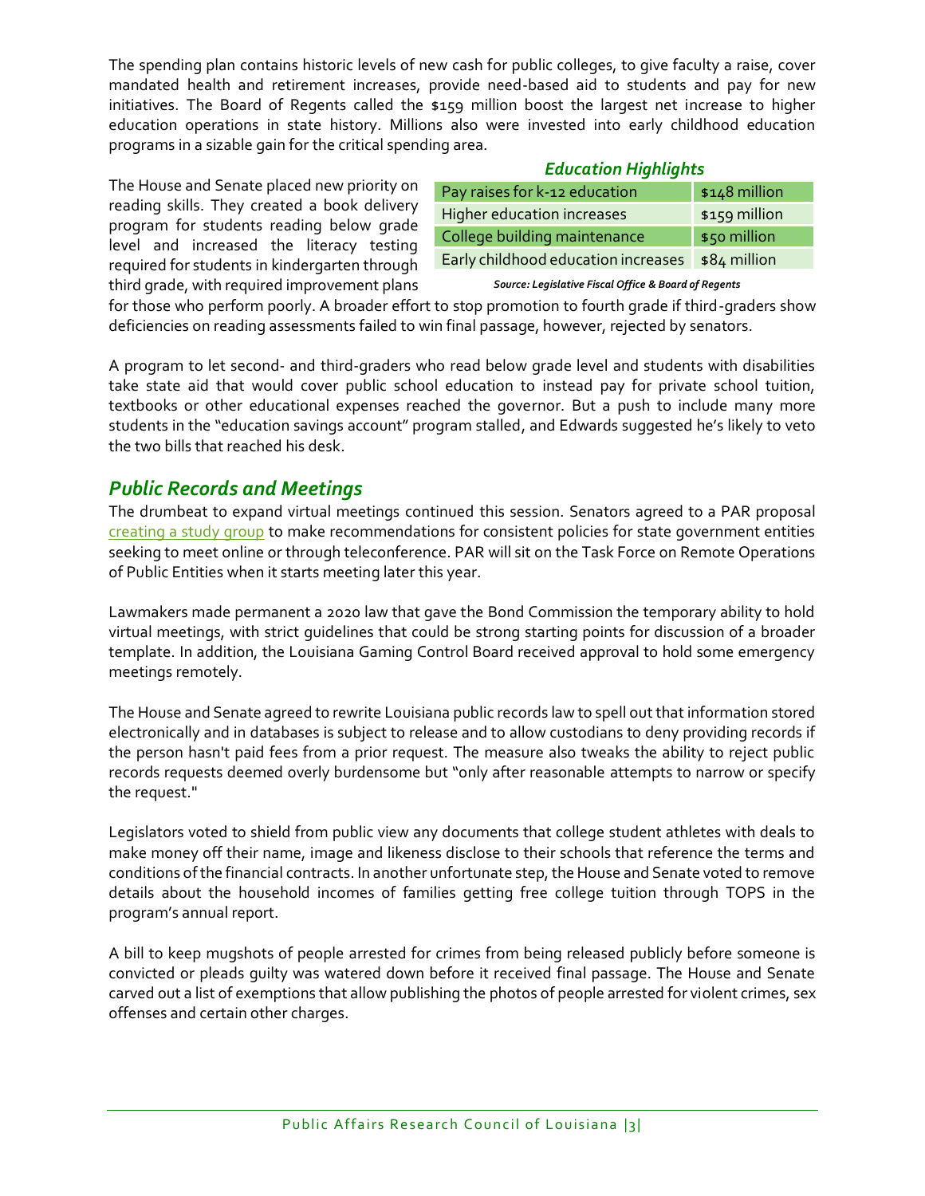The spending plan contains historic levels of new cash for public colleges, to give faculty a raise, cover mandated health and retirement increases, provide need-based aid to students and pay for new initiatives. The Board of Regents called the $159 million boost the largest net increase to higher education operations in state history. Millions also were invested into early childhood education programs in a sizable gain for the critical spending area.

***Education Highlights***

| Pay raises for k-12 education | $148 million |
|---|---|
| Higher education increases | $159 million |
| College building maintenance | $50 million |
| Early childhood education increases | $84 million |

*Source: Legislative Fiscal Office & Board of Regents*

The House and Senate placed new priority on reading skills. They created a book delivery program for students reading below grade level and increased the literacy testing required for students in kindergarten through third grade, with required improvement plans for those who perform poorly. A broader effort to stop promotion to fourth grade if third-graders show deficiencies on reading assessments failed to win final passage, however, rejected by senators.

A program to let second- and third-graders who read below grade level and students with disabilities take state aid that would cover public school education to instead pay for private school tuition, textbooks or other educational expenses reached the governor. But a push to include many more students in the "education savings account" program stalled, and Edwards suggested he's likely to veto the two bills that reached his desk.

## *Public Records and Meetings*

The drumbeat to expand virtual meetings continued this session. Senators agreed to a PAR proposal creating a study group to make recommendations for consistent policies for state government entities seeking to meet online or through teleconference. PAR will sit on the Task Force on Remote Operations of Public Entities when it starts meeting later this year.

Lawmakers made permanent a 2020 law that gave the Bond Commission the temporary ability to hold virtual meetings, with strict guidelines that could be strong starting points for discussion of a broader template. In addition, the Louisiana Gaming Control Board received approval to hold some emergency meetings remotely.

The House and Senate agreed to rewrite Louisiana public records law to spell out that information stored electronically and in databases is subject to release and to allow custodians to deny providing records if the person hasn't paid fees from a prior request. The measure also tweaks the ability to reject public records requests deemed overly burdensome but "only after reasonable attempts to narrow or specify the request."

Legislators voted to shield from public view any documents that college student athletes with deals to make money off their name, image and likeness disclose to their schools that reference the terms and conditions of the financial contracts. In another unfortunate step, the House and Senate voted to remove details about the household incomes of families getting free college tuition through TOPS in the program's annual report.

A bill to keep mugshots of people arrested for crimes from being released publicly before someone is convicted or pleads guilty was watered down before it received final passage. The House and Senate carved out a list of exemptions that allow publishing the photos of people arrested for violent crimes, sex offenses and certain other charges.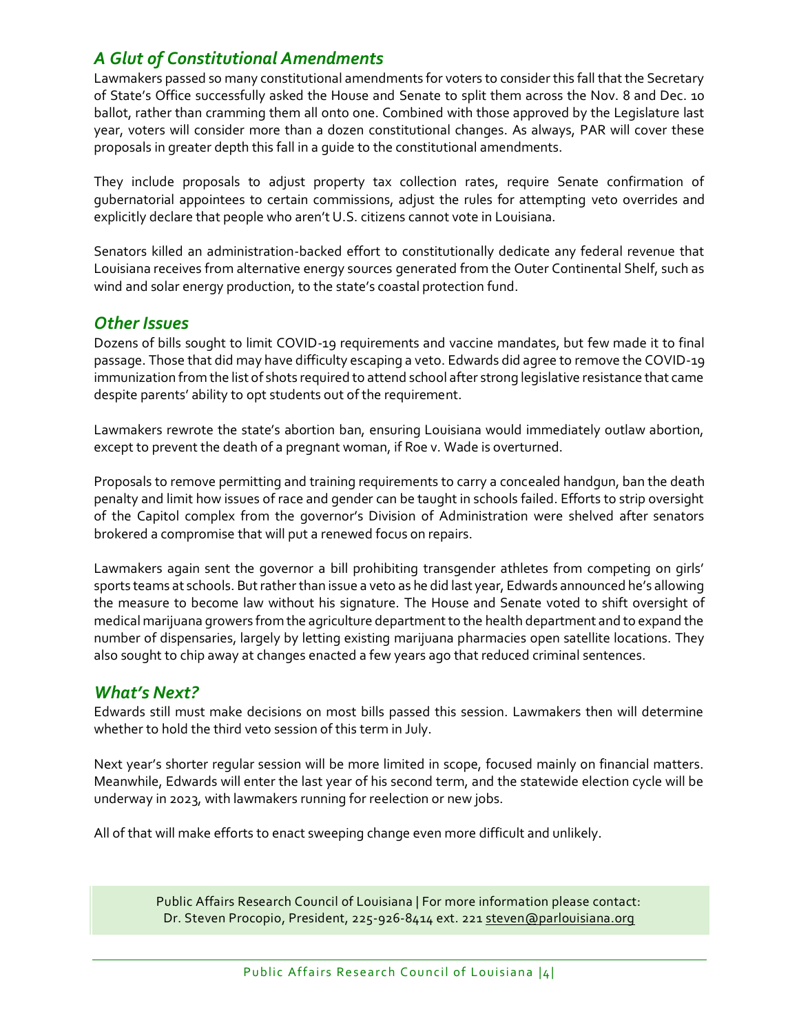## *A Glut of Constitutional Amendments*

Lawmakers passed so many constitutional amendments for voters to consider this fall that the Secretary of State's Office successfully asked the House and Senate to split them across the Nov. 8 and Dec. 10 ballot, rather than cramming them all onto one. Combined with those approved by the Legislature last year, voters will consider more than a dozen constitutional changes. As always, PAR will cover these proposals in greater depth this fall in a guide to the constitutional amendments.

They include proposals to adjust property tax collection rates, require Senate confirmation of gubernatorial appointees to certain commissions, adjust the rules for attempting veto overrides and explicitly declare that people who aren't U.S. citizens cannot vote in Louisiana.

Senators killed an administration-backed effort to constitutionally dedicate any federal revenue that Louisiana receives from alternative energy sources generated from the Outer Continental Shelf, such as wind and solar energy production, to the state's coastal protection fund.

## *Other Issues*

Dozens of bills sought to limit COVID-19 requirements and vaccine mandates, but few made it to final passage. Those that did may have difficulty escaping a veto. Edwards did agree to remove the COVID-19 immunization from the list of shots required to attend school after strong legislative resistance that came despite parents' ability to opt students out of the requirement.

Lawmakers rewrote the state's abortion ban, ensuring Louisiana would immediately outlaw abortion, except to prevent the death of a pregnant woman, if Roe v. Wade is overturned.

Proposals to remove permitting and training requirements to carry a concealed handgun, ban the death penalty and limit how issues of race and gender can be taught in schools failed. Efforts to strip oversight of the Capitol complex from the governor's Division of Administration were shelved after senators brokered a compromise that will put a renewed focus on repairs.

Lawmakers again sent the governor a bill prohibiting transgender athletes from competing on girls' sports teams at schools. But rather than issue a veto as he did last year, Edwards announced he's allowing the measure to become law without his signature. The House and Senate voted to shift oversight of medical marijuana growers from the agriculture department to the health department and to expand the number of dispensaries, largely by letting existing marijuana pharmacies open satellite locations. They also sought to chip away at changes enacted a few years ago that reduced criminal sentences.

## *What's Next?*

Edwards still must make decisions on most bills passed this session. Lawmakers then will determine whether to hold the third veto session of this term in July.

Next year's shorter regular session will be more limited in scope, focused mainly on financial matters. Meanwhile, Edwards will enter the last year of his second term, and the statewide election cycle will be underway in 2023, with lawmakers running for reelection or new jobs.

All of that will make efforts to enact sweeping change even more difficult and unlikely.

Public Affairs Research Council of Louisiana | For more information please contact:
Dr. Steven Procopio, President, 225-926-8414 ext. 221 steven@parlouisiana.org